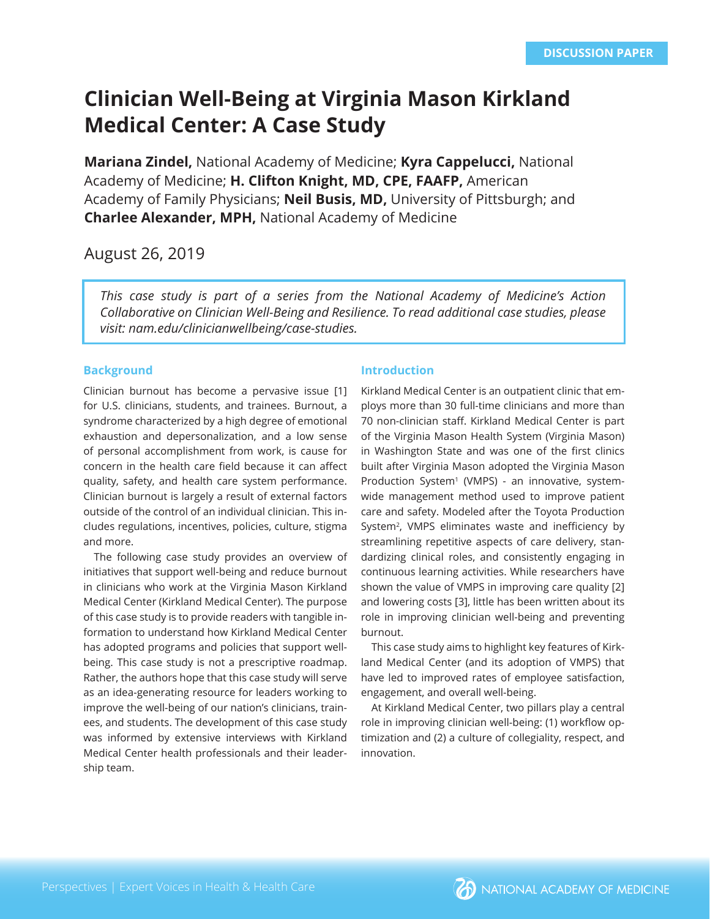DISCUSSION PAPER

# Clinician Well-Being at Virginia Mason Kirkland Medical Center: A Case Study

**Mariana Zindel,** National Academy of Medicine; **Kyra Cappelucci,** National Academy of Medicine; **H. Clifton Knight, MD, CPE, FAAFP,** American Academy of Family Physicians; **Neil Busis, MD,** University of Pittsburgh; and **Charlee Alexander, MPH,** National Academy of Medicine

August 26, 2019

*This case study is part of a series from the National Academy of Medicine's Action Collaborative on Clinician Well-Being and Resilience. To read additional case studies, please visit: nam.edu/clinicianwellbeing/case-studies.*

## Background

Clinician burnout has become a pervasive issue [1] for U.S. clinicians, students, and trainees. Burnout, a syndrome characterized by a high degree of emotional exhaustion and depersonalization, and a low sense of personal accomplishment from work, is cause for concern in the health care field because it can affect quality, safety, and health care system performance. Clinician burnout is largely a result of external factors outside of the control of an individual clinician. This includes regulations, incentives, policies, culture, stigma and more.

The following case study provides an overview of initiatives that support well-being and reduce burnout in clinicians who work at the Virginia Mason Kirkland Medical Center (Kirkland Medical Center). The purpose of this case study is to provide readers with tangible information to understand how Kirkland Medical Center has adopted programs and policies that support well-being. This case study is not a prescriptive roadmap. Rather, the authors hope that this case study will serve as an idea-generating resource for leaders working to improve the well-being of our nation's clinicians, trainees, and students. The development of this case study was informed by extensive interviews with Kirkland Medical Center health professionals and their leadership team.

## Introduction

Kirkland Medical Center is an outpatient clinic that employs more than 30 full-time clinicians and more than 70 non-clinician staff. Kirkland Medical Center is part of the Virginia Mason Health System (Virginia Mason) in Washington State and was one of the first clinics built after Virginia Mason adopted the Virginia Mason Production System[1] (VMPS) - an innovative, system-wide management method used to improve patient care and safety. Modeled after the Toyota Production System[2], VMPS eliminates waste and inefficiency by streamlining repetitive aspects of care delivery, standardizing clinical roles, and consistently engaging in continuous learning activities. While researchers have shown the value of VMPS in improving care quality [2] and lowering costs [3], little has been written about its role in improving clinician well-being and preventing burnout.

This case study aims to highlight key features of Kirkland Medical Center (and its adoption of VMPS) that have led to improved rates of employee satisfaction, engagement, and overall well-being.

At Kirkland Medical Center, two pillars play a central role in improving clinician well-being: (1) workflow optimization and (2) a culture of collegiality, respect, and innovation.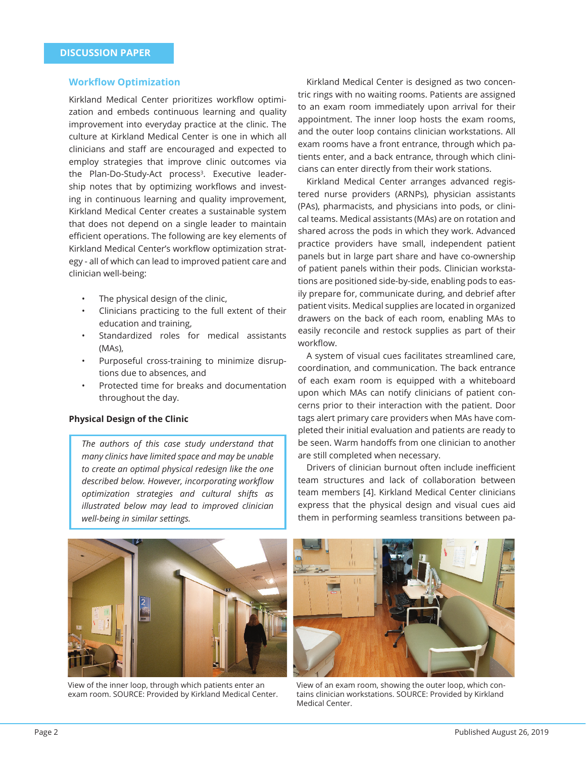DISCUSSION PAPER

## Workflow Optimization

Kirkland Medical Center prioritizes workflow optimization and embeds continuous learning and quality improvement into everyday practice at the clinic. The culture at Kirkland Medical Center is one in which all clinicians and staff are encouraged and expected to employ strategies that improve clinic outcomes via the Plan-Do-Study-Act process[3]. Executive leadership notes that by optimizing workflows and investing in continuous learning and quality improvement, Kirkland Medical Center creates a sustainable system that does not depend on a single leader to maintain efficient operations. The following are key elements of Kirkland Medical Center's workflow optimization strategy - all of which can lead to improved patient care and clinician well-being:

- The physical design of the clinic,
- Clinicians practicing to the full extent of their education and training,
- Standardized roles for medical assistants (MAs),
- Purposeful cross-training to minimize disruptions due to absences, and
- Protected time for breaks and documentation throughout the day.

### Physical Design of the Clinic

*The authors of this case study understand that many clinics have limited space and may be unable to create an optimal physical redesign like the one described below. However, incorporating workflow optimization strategies and cultural shifts as illustrated below may lead to improved clinician well-being in similar settings.*

Kirkland Medical Center is designed as two concentric rings with no waiting rooms. Patients are assigned to an exam room immediately upon arrival for their appointment. The inner loop hosts the exam rooms, and the outer loop contains clinician workstations. All exam rooms have a front entrance, through which patients enter, and a back entrance, through which clinicians can enter directly from their work stations.

Kirkland Medical Center arranges advanced registered nurse providers (ARNPs), physician assistants (PAs), pharmacists, and physicians into pods, or clinical teams. Medical assistants (MAs) are on rotation and shared across the pods in which they work. Advanced practice providers have small, independent patient panels but in large part share and have co-ownership of patient panels within their pods. Clinician workstations are positioned side-by-side, enabling pods to easily prepare for, communicate during, and debrief after patient visits. Medical supplies are located in organized drawers on the back of each room, enabling MAs to easily reconcile and restock supplies as part of their workflow.

A system of visual cues facilitates streamlined care, coordination, and communication. The back entrance of each exam room is equipped with a whiteboard upon which MAs can notify clinicians of patient concerns prior to their interaction with the patient. Door tags alert primary care providers when MAs have completed their initial evaluation and patients are ready to be seen. Warm handoffs from one clinician to another are still completed when necessary.

Drivers of clinician burnout often include inefficient team structures and lack of collaboration between team members [4]. Kirkland Medical Center clinicians express that the physical design and visual cues aid them in performing seamless transitions between pa-

View of the inner loop, through which patients enter an exam room. SOURCE: Provided by Kirkland Medical Center.

View of an exam room, showing the outer loop, which contains clinician workstations. SOURCE: Provided by Kirkland Medical Center.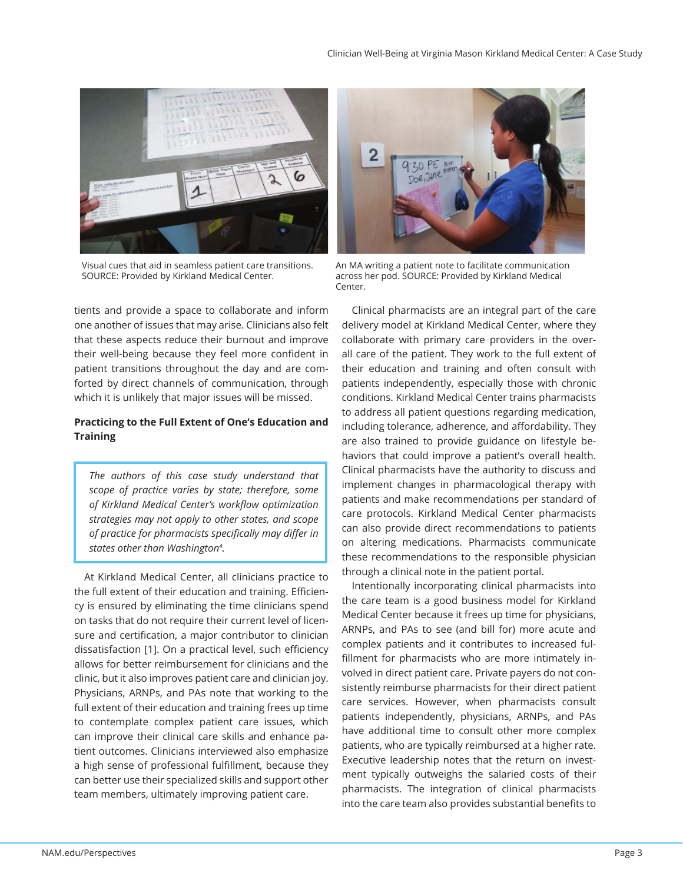Visual cues that aid in seamless patient care transitions. SOURCE: Provided by Kirkland Medical Center.

An MA writing a patient note to facilitate communication across her pod. SOURCE: Provided by Kirkland Medical Center.

tients and provide a space to collaborate and inform one another of issues that may arise. Clinicians also felt that these aspects reduce their burnout and improve their well-being because they feel more confident in patient transitions throughout the day and are comforted by direct channels of communication, through which it is unlikely that major issues will be missed.

**Practicing to the Full Extent of One's Education and Training**

> *The authors of this case study understand that scope of practice varies by state; therefore, some of Kirkland Medical Center's workflow optimization strategies may not apply to other states, and scope of practice for pharmacists specifically may differ in states other than Washington[4].*

At Kirkland Medical Center, all clinicians practice to the full extent of their education and training. Efficiency is ensured by eliminating the time clinicians spend on tasks that do not require their current level of licensure and certification, a major contributor to clinician dissatisfaction [1]. On a practical level, such efficiency allows for better reimbursement for clinicians and the clinic, but it also improves patient care and clinician joy. Physicians, ARNPs, and PAs note that working to the full extent of their education and training frees up time to contemplate complex patient care issues, which can improve their clinical care skills and enhance patient outcomes. Clinicians interviewed also emphasize a high sense of professional fulfillment, because they can better use their specialized skills and support other team members, ultimately improving patient care.

Clinical pharmacists are an integral part of the care delivery model at Kirkland Medical Center, where they collaborate with primary care providers in the overall care of the patient. They work to the full extent of their education and training and often consult with patients independently, especially those with chronic conditions. Kirkland Medical Center trains pharmacists to address all patient questions regarding medication, including tolerance, adherence, and affordability. They are also trained to provide guidance on lifestyle behaviors that could improve a patient's overall health. Clinical pharmacists have the authority to discuss and implement changes in pharmacological therapy with patients and make recommendations per standard of care protocols. Kirkland Medical Center pharmacists can also provide direct recommendations to patients on altering medications. Pharmacists communicate these recommendations to the responsible physician through a clinical note in the patient portal.

Intentionally incorporating clinical pharmacists into the care team is a good business model for Kirkland Medical Center because it frees up time for physicians, ARNPs, and PAs to see (and bill for) more acute and complex patients and it contributes to increased fulfillment for pharmacists who are more intimately involved in direct patient care. Private payers do not consistently reimburse pharmacists for their direct patient care services. However, when pharmacists consult patients independently, physicians, ARNPs, and PAs have additional time to consult other more complex patients, who are typically reimbursed at a higher rate. Executive leadership notes that the return on investment typically outweighs the salaried costs of their pharmacists. The integration of clinical pharmacists into the care team also provides substantial benefits to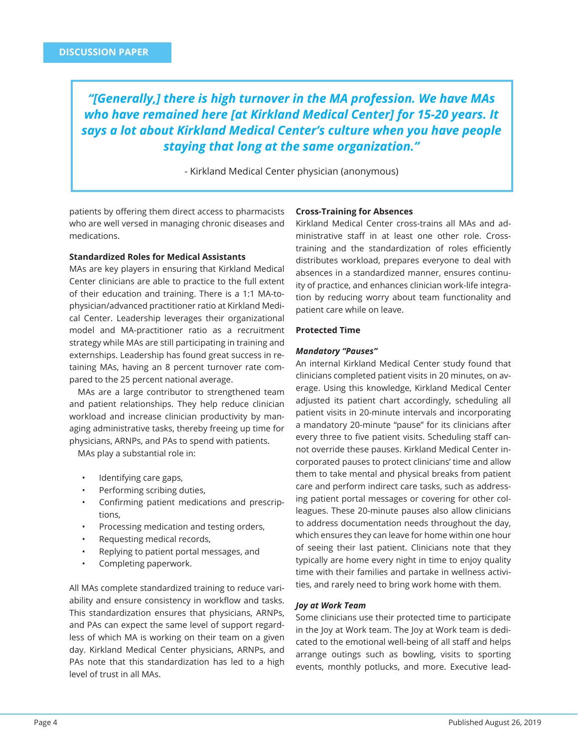DISCUSSION PAPER

> ***"[Generally,] there is high turnover in the MA profession. We have MAs who have remained here [at Kirkland Medical Center] for 15-20 years. It says a lot about Kirkland Medical Center's culture when you have people staying that long at the same organization."***
>
> \- Kirkland Medical Center physician (anonymous)

patients by offering them direct access to pharmacists who are well versed in managing chronic diseases and medications.

**Standardized Roles for Medical Assistants**

MAs are key players in ensuring that Kirkland Medical Center clinicians are able to practice to the full extent of their education and training. There is a 1:1 MA-to-physician/advanced practitioner ratio at Kirkland Medical Center. Leadership leverages their organizational model and MA-practitioner ratio as a recruitment strategy while MAs are still participating in training and externships. Leadership has found great success in retaining MAs, having an 8 percent turnover rate compared to the 25 percent national average.

MAs are a large contributor to strengthened team and patient relationships. They help reduce clinician workload and increase clinician productivity by managing administrative tasks, thereby freeing up time for physicians, ARNPs, and PAs to spend with patients.

MAs play a substantial role in:

- Identifying care gaps,
- Performing scribing duties,
- Confirming patient medications and prescriptions,
- Processing medication and testing orders,
- Requesting medical records,
- Replying to patient portal messages, and
- Completing paperwork.

All MAs complete standardized training to reduce variability and ensure consistency in workflow and tasks. This standardization ensures that physicians, ARNPs, and PAs can expect the same level of support regardless of which MA is working on their team on a given day. Kirkland Medical Center physicians, ARNPs, and PAs note that this standardization has led to a high level of trust in all MAs.

**Cross-Training for Absences**

Kirkland Medical Center cross-trains all MAs and administrative staff in at least one other role. Cross-training and the standardization of roles efficiently distributes workload, prepares everyone to deal with absences in a standardized manner, ensures continuity of practice, and enhances clinician work-life integration by reducing worry about team functionality and patient care while on leave.

**Protected Time**

***Mandatory "Pauses"***

An internal Kirkland Medical Center study found that clinicians completed patient visits in 20 minutes, on average. Using this knowledge, Kirkland Medical Center adjusted its patient chart accordingly, scheduling all patient visits in 20-minute intervals and incorporating a mandatory 20-minute "pause" for its clinicians after every three to five patient visits. Scheduling staff cannot override these pauses. Kirkland Medical Center incorporated pauses to protect clinicians' time and allow them to take mental and physical breaks from patient care and perform indirect care tasks, such as addressing patient portal messages or covering for other colleagues. These 20-minute pauses also allow clinicians to address documentation needs throughout the day, which ensures they can leave for home within one hour of seeing their last patient. Clinicians note that they typically are home every night in time to enjoy quality time with their families and partake in wellness activities, and rarely need to bring work home with them.

***Joy at Work Team***

Some clinicians use their protected time to participate in the Joy at Work team. The Joy at Work team is dedicated to the emotional well-being of all staff and helps arrange outings such as bowling, visits to sporting events, monthly potlucks, and more. Executive lead-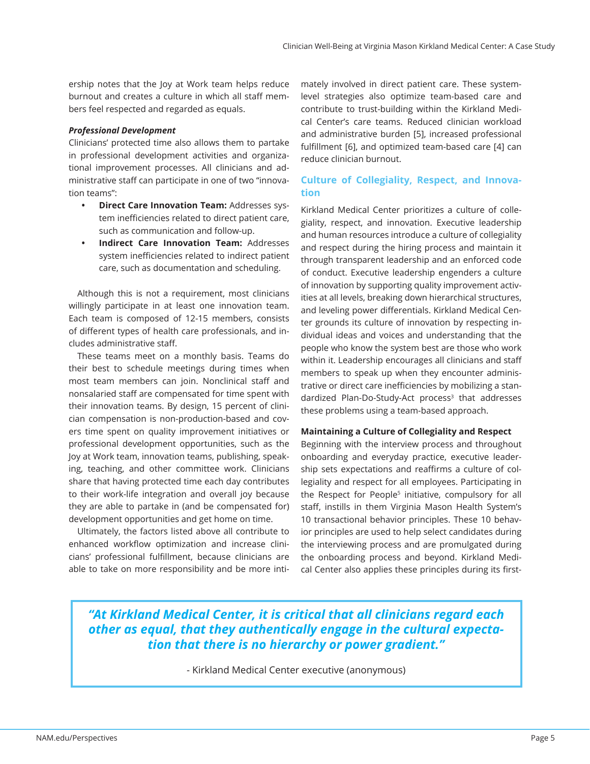ership notes that the Joy at Work team helps reduce burnout and creates a culture in which all staff members feel respected and regarded as equals.

***Professional Development***

Clinicians' protected time also allows them to partake in professional development activities and organizational improvement processes. All clinicians and administrative staff can participate in one of two "innovation teams":

- **Direct Care Innovation Team:** Addresses system inefficiencies related to direct patient care, such as communication and follow-up.
- **Indirect Care Innovation Team:** Addresses system inefficiencies related to indirect patient care, such as documentation and scheduling.

Although this is not a requirement, most clinicians willingly participate in at least one innovation team. Each team is composed of 12-15 members, consists of different types of health care professionals, and includes administrative staff.

These teams meet on a monthly basis. Teams do their best to schedule meetings during times when most team members can join. Nonclinical staff and nonsalaried staff are compensated for time spent with their innovation teams. By design, 15 percent of clinician compensation is non-production-based and covers time spent on quality improvement initiatives or professional development opportunities, such as the Joy at Work team, innovation teams, publishing, speaking, teaching, and other committee work. Clinicians share that having protected time each day contributes to their work-life integration and overall joy because they are able to partake in (and be compensated for) development opportunities and get home on time.

Ultimately, the factors listed above all contribute to enhanced workflow optimization and increase clinicians' professional fulfillment, because clinicians are able to take on more responsibility and be more intimately involved in direct patient care. These system-level strategies also optimize team-based care and contribute to trust-building within the Kirkland Medical Center's care teams. Reduced clinician workload and administrative burden [5], increased professional fulfillment [6], and optimized team-based care [4] can reduce clinician burnout.

## Culture of Collegiality, Respect, and Innovation

Kirkland Medical Center prioritizes a culture of collegiality, respect, and innovation. Executive leadership and human resources introduce a culture of collegiality and respect during the hiring process and maintain it through transparent leadership and an enforced code of conduct. Executive leadership engenders a culture of innovation by supporting quality improvement activities at all levels, breaking down hierarchical structures, and leveling power differentials. Kirkland Medical Center grounds its culture of innovation by respecting individual ideas and voices and understanding that the people who know the system best are those who work within it. Leadership encourages all clinicians and staff members to speak up when they encounter administrative or direct care inefficiencies by mobilizing a standardized Plan-Do-Study-Act process[3] that addresses these problems using a team-based approach.

**Maintaining a Culture of Collegiality and Respect**

Beginning with the interview process and throughout onboarding and everyday practice, executive leadership sets expectations and reaffirms a culture of collegiality and respect for all employees. Participating in the Respect for People[5] initiative, compulsory for all staff, instills in them Virginia Mason Health System's 10 transactional behavior principles. These 10 behavior principles are used to help select candidates during the interviewing process and are promulgated during the onboarding process and beyond. Kirkland Medical Center also applies these principles during its first-

> ***"At Kirkland Medical Center, it is critical that all clinicians regard each other as equal, that they authentically engage in the cultural expectation that there is no hierarchy or power gradient."***
>
> \- Kirkland Medical Center executive (anonymous)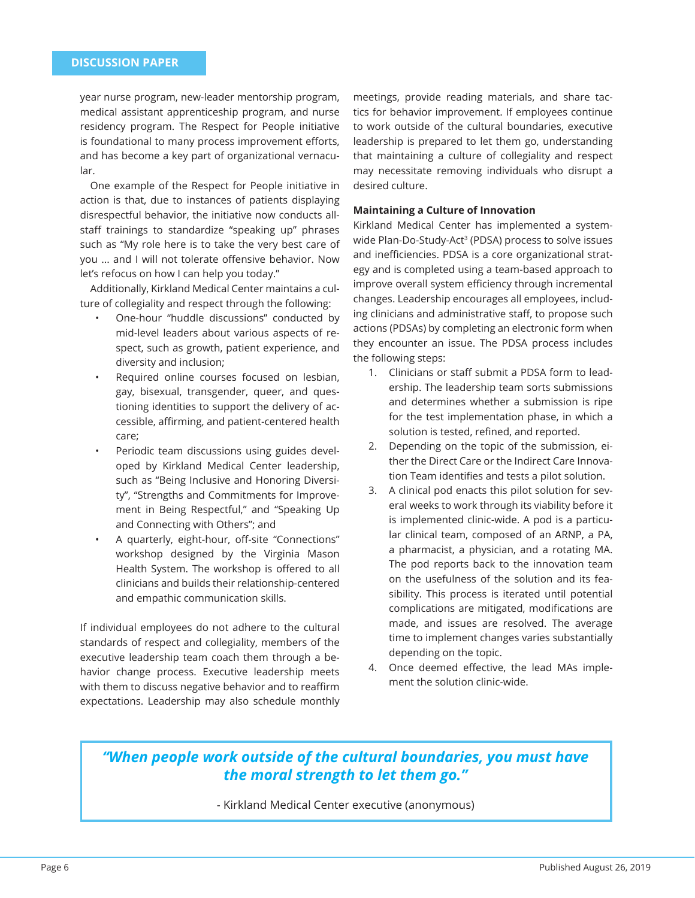year nurse program, new-leader mentorship program, medical assistant apprenticeship program, and nurse residency program. The Respect for People initiative is foundational to many process improvement efforts, and has become a key part of organizational vernacular.

One example of the Respect for People initiative in action is that, due to instances of patients displaying disrespectful behavior, the initiative now conducts all-staff trainings to standardize "speaking up" phrases such as "My role here is to take the very best care of you ... and I will not tolerate offensive behavior. Now let's refocus on how I can help you today."

Additionally, Kirkland Medical Center maintains a culture of collegiality and respect through the following:

- One-hour "huddle discussions" conducted by mid-level leaders about various aspects of respect, such as growth, patient experience, and diversity and inclusion;
- Required online courses focused on lesbian, gay, bisexual, transgender, queer, and questioning identities to support the delivery of accessible, affirming, and patient-centered health care;
- Periodic team discussions using guides developed by Kirkland Medical Center leadership, such as "Being Inclusive and Honoring Diversity", "Strengths and Commitments for Improvement in Being Respectful," and "Speaking Up and Connecting with Others"; and
- A quarterly, eight-hour, off-site "Connections" workshop designed by the Virginia Mason Health System. The workshop is offered to all clinicians and builds their relationship-centered and empathic communication skills.

If individual employees do not adhere to the cultural standards of respect and collegiality, members of the executive leadership team coach them through a behavior change process. Executive leadership meets with them to discuss negative behavior and to reaffirm expectations. Leadership may also schedule monthly meetings, provide reading materials, and share tactics for behavior improvement. If employees continue to work outside of the cultural boundaries, executive leadership is prepared to let them go, understanding that maintaining a culture of collegiality and respect may necessitate removing individuals who disrupt a desired culture.

### Maintaining a Culture of Innovation

Kirkland Medical Center has implemented a system-wide Plan-Do-Study-Act[3] (PDSA) process to solve issues and inefficiencies. PDSA is a core organizational strategy and is completed using a team-based approach to improve overall system efficiency through incremental changes. Leadership encourages all employees, including clinicians and administrative staff, to propose such actions (PDSAs) by completing an electronic form when they encounter an issue. The PDSA process includes the following steps:

1. Clinicians or staff submit a PDSA form to leadership. The leadership team sorts submissions and determines whether a submission is ripe for the test implementation phase, in which a solution is tested, refined, and reported.
2. Depending on the topic of the submission, either the Direct Care or the Indirect Care Innovation Team identifies and tests a pilot solution.
3. A clinical pod enacts this pilot solution for several weeks to work through its viability before it is implemented clinic-wide. A pod is a particular clinical team, composed of an ARNP, a PA, a pharmacist, a physician, and a rotating MA. The pod reports back to the innovation team on the usefulness of the solution and its feasibility. This process is iterated until potential complications are mitigated, modifications are made, and issues are resolved. The average time to implement changes varies substantially depending on the topic.
4. Once deemed effective, the lead MAs implement the solution clinic-wide.

> ***"When people work outside of the cultural boundaries, you must have the moral strength to let them go."***
>
> \- Kirkland Medical Center executive (anonymous)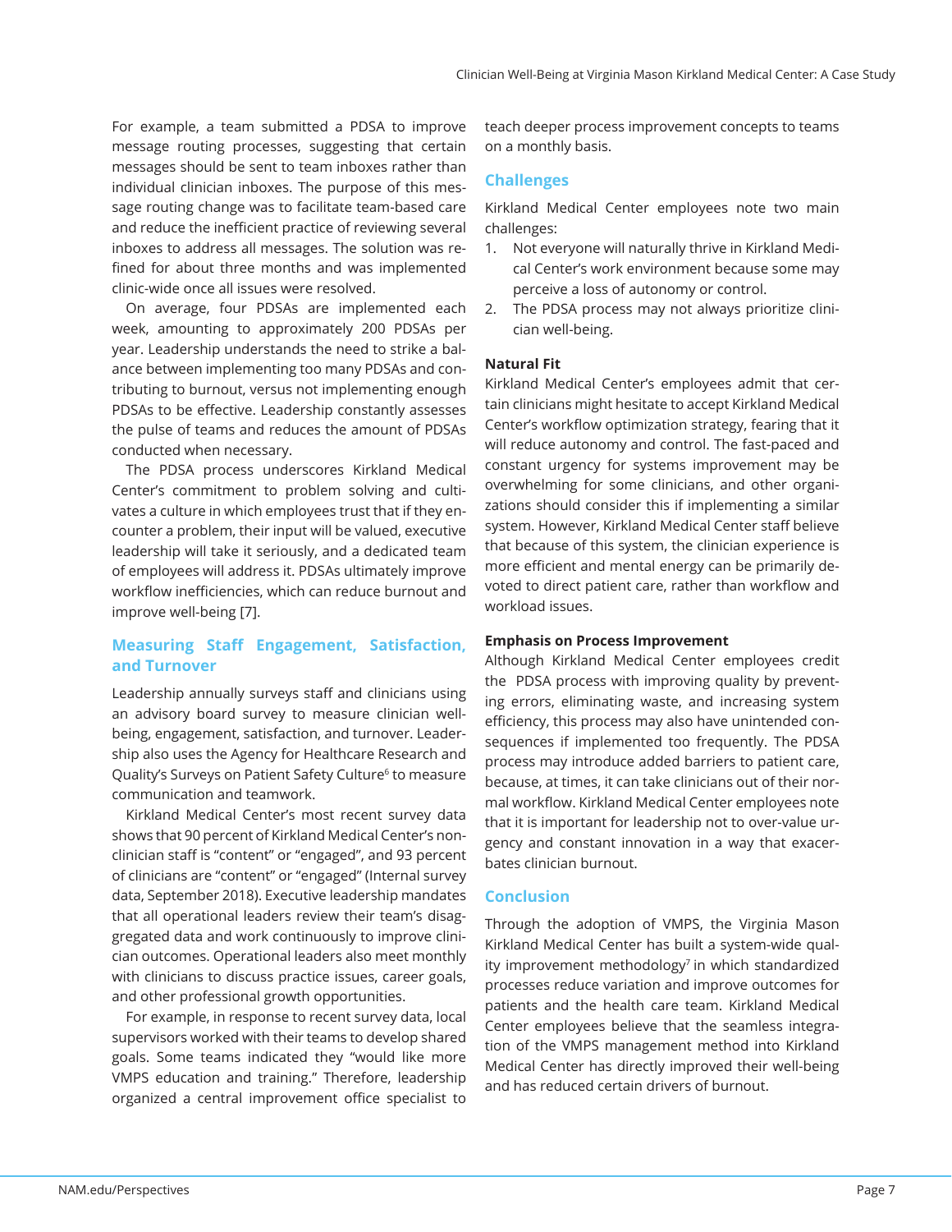For example, a team submitted a PDSA to improve message routing processes, suggesting that certain messages should be sent to team inboxes rather than individual clinician inboxes. The purpose of this message routing change was to facilitate team-based care and reduce the inefficient practice of reviewing several inboxes to address all messages. The solution was refined for about three months and was implemented clinic-wide once all issues were resolved.

On average, four PDSAs are implemented each week, amounting to approximately 200 PDSAs per year. Leadership understands the need to strike a balance between implementing too many PDSAs and contributing to burnout, versus not implementing enough PDSAs to be effective. Leadership constantly assesses the pulse of teams and reduces the amount of PDSAs conducted when necessary.

The PDSA process underscores Kirkland Medical Center's commitment to problem solving and cultivates a culture in which employees trust that if they encounter a problem, their input will be valued, executive leadership will take it seriously, and a dedicated team of employees will address it. PDSAs ultimately improve workflow inefficiencies, which can reduce burnout and improve well-being [7].

## Measuring Staff Engagement, Satisfaction, and Turnover

Leadership annually surveys staff and clinicians using an advisory board survey to measure clinician well-being, engagement, satisfaction, and turnover. Leadership also uses the Agency for Healthcare Research and Quality's Surveys on Patient Safety Culture[6] to measure communication and teamwork.

Kirkland Medical Center's most recent survey data shows that 90 percent of Kirkland Medical Center's non-clinician staff is "content" or "engaged", and 93 percent of clinicians are "content" or "engaged" (Internal survey data, September 2018). Executive leadership mandates that all operational leaders review their team's disaggregated data and work continuously to improve clinician outcomes. Operational leaders also meet monthly with clinicians to discuss practice issues, career goals, and other professional growth opportunities.

For example, in response to recent survey data, local supervisors worked with their teams to develop shared goals. Some teams indicated they "would like more VMPS education and training." Therefore, leadership organized a central improvement office specialist to teach deeper process improvement concepts to teams on a monthly basis.

## Challenges

Kirkland Medical Center employees note two main challenges:

1. Not everyone will naturally thrive in Kirkland Medical Center's work environment because some may perceive a loss of autonomy or control.
2. The PDSA process may not always prioritize clinician well-being.

### Natural Fit

Kirkland Medical Center's employees admit that certain clinicians might hesitate to accept Kirkland Medical Center's workflow optimization strategy, fearing that it will reduce autonomy and control. The fast-paced and constant urgency for systems improvement may be overwhelming for some clinicians, and other organizations should consider this if implementing a similar system. However, Kirkland Medical Center staff believe that because of this system, the clinician experience is more efficient and mental energy can be primarily devoted to direct patient care, rather than workflow and workload issues.

### Emphasis on Process Improvement

Although Kirkland Medical Center employees credit the PDSA process with improving quality by preventing errors, eliminating waste, and increasing system efficiency, this process may also have unintended consequences if implemented too frequently. The PDSA process may introduce added barriers to patient care, because, at times, it can take clinicians out of their normal workflow. Kirkland Medical Center employees note that it is important for leadership not to over-value urgency and constant innovation in a way that exacerbates clinician burnout.

## Conclusion

Through the adoption of VMPS, the Virginia Mason Kirkland Medical Center has built a system-wide quality improvement methodology[7] in which standardized processes reduce variation and improve outcomes for patients and the health care team. Kirkland Medical Center employees believe that the seamless integration of the VMPS management method into Kirkland Medical Center has directly improved their well-being and has reduced certain drivers of burnout.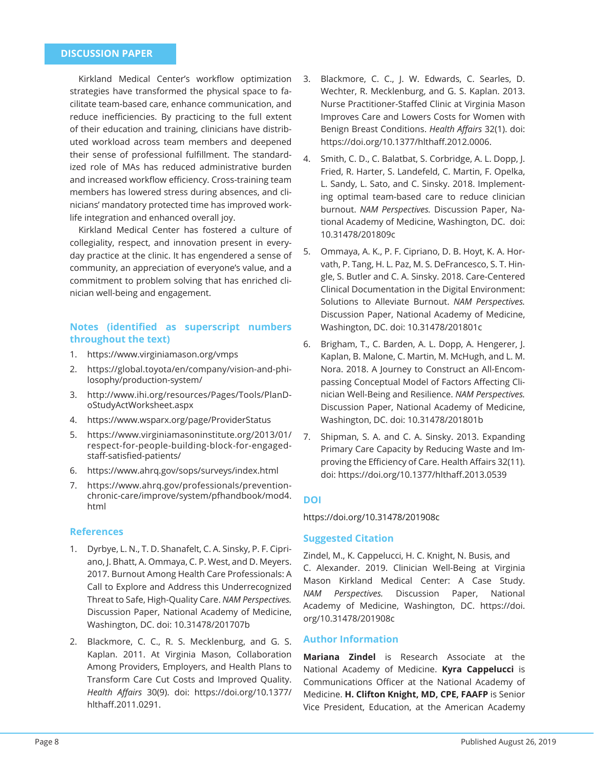Kirkland Medical Center's workflow optimization strategies have transformed the physical space to facilitate team-based care, enhance communication, and reduce inefficiencies. By practicing to the full extent of their education and training, clinicians have distributed workload across team members and deepened their sense of professional fulfillment. The standardized role of MAs has reduced administrative burden and increased workflow efficiency. Cross-training team members has lowered stress during absences, and clinicians' mandatory protected time has improved work-life integration and enhanced overall joy.

Kirkland Medical Center has fostered a culture of collegiality, respect, and innovation present in everyday practice at the clinic. It has engendered a sense of community, an appreciation of everyone's value, and a commitment to problem solving that has enriched clinician well-being and engagement.

## Notes (identified as superscript numbers throughout the text)

1. https://www.virginiamason.org/vmps
2. https://global.toyota/en/company/vision-and-philosophy/production-system/
3. http://www.ihi.org/resources/Pages/Tools/PlanDoStudyActWorksheet.aspx
4. https://www.wsparx.org/page/ProviderStatus
5. https://www.virginiamasoninstitute.org/2013/01/respect-for-people-building-block-for-engaged-staff-satisfied-patients/
6. https://www.ahrq.gov/sops/surveys/index.html
7. https://www.ahrq.gov/professionals/prevention-chronic-care/improve/system/pfhandbook/mod4.html

## References

1. Dyrbye, L. N., T. D. Shanafelt, C. A. Sinsky, P. F. Cipriano, J. Bhatt, A. Ommaya, C. P. West, and D. Meyers. 2017. Burnout Among Health Care Professionals: A Call to Explore and Address this Underrecognized Threat to Safe, High-Quality Care. *NAM Perspectives.* Discussion Paper, National Academy of Medicine, Washington, DC. doi: 10.31478/201707b
2. Blackmore, C. C., R. S. Mecklenburg, and G. S. Kaplan. 2011. At Virginia Mason, Collaboration Among Providers, Employers, and Health Plans to Transform Care Cut Costs and Improved Quality. *Health Affairs* 30(9). doi: https://doi.org/10.1377/hlthaff.2011.0291.
3. Blackmore, C. C., J. W. Edwards, C. Searles, D. Wechter, R. Mecklenburg, and G. S. Kaplan. 2013. Nurse Practitioner-Staffed Clinic at Virginia Mason Improves Care and Lowers Costs for Women with Benign Breast Conditions. *Health Affairs* 32(1). doi: https://doi.org/10.1377/hlthaff.2012.0006.
4. Smith, C. D., C. Balatbat, S. Corbridge, A. L. Dopp, J. Fried, R. Harter, S. Landefeld, C. Martin, F. Opelka, L. Sandy, L. Sato, and C. Sinsky. 2018. Implementing optimal team-based care to reduce clinician burnout. *NAM Perspectives.* Discussion Paper, National Academy of Medicine, Washington, DC. doi: 10.31478/201809c
5. Ommaya, A. K., P. F. Cipriano, D. B. Hoyt, K. A. Horvath, P. Tang, H. L. Paz, M. S. DeFrancesco, S. T. Hingle, S. Butler and C. A. Sinsky. 2018. Care-Centered Clinical Documentation in the Digital Environment: Solutions to Alleviate Burnout. *NAM Perspectives.* Discussion Paper, National Academy of Medicine, Washington, DC. doi: 10.31478/201801c
6. Brigham, T., C. Barden, A. L. Dopp, A. Hengerer, J. Kaplan, B. Malone, C. Martin, M. McHugh, and L. M. Nora. 2018. A Journey to Construct an All-Encompassing Conceptual Model of Factors Affecting Clinician Well-Being and Resilience. *NAM Perspectives.* Discussion Paper, National Academy of Medicine, Washington, DC. doi: 10.31478/201801b
7. Shipman, S. A. and C. A. Sinsky. 2013. Expanding Primary Care Capacity by Reducing Waste and Improving the Efficiency of Care. Health Affairs 32(11). doi: https://doi.org/10.1377/hlthaff.2013.0539

## DOI

https://doi.org/10.31478/201908c

## Suggested Citation

Zindel, M., K. Cappelucci, H. C. Knight, N. Busis, and C. Alexander. 2019. Clinician Well-Being at Virginia Mason Kirkland Medical Center: A Case Study. *NAM Perspectives.* Discussion Paper, National Academy of Medicine, Washington, DC. https://doi.org/10.31478/201908c

## Author Information

**Mariana Zindel** is Research Associate at the National Academy of Medicine. **Kyra Cappelucci** is Communications Officer at the National Academy of Medicine. **H. Clifton Knight, MD, CPE, FAAFP** is Senior Vice President, Education, at the American Academy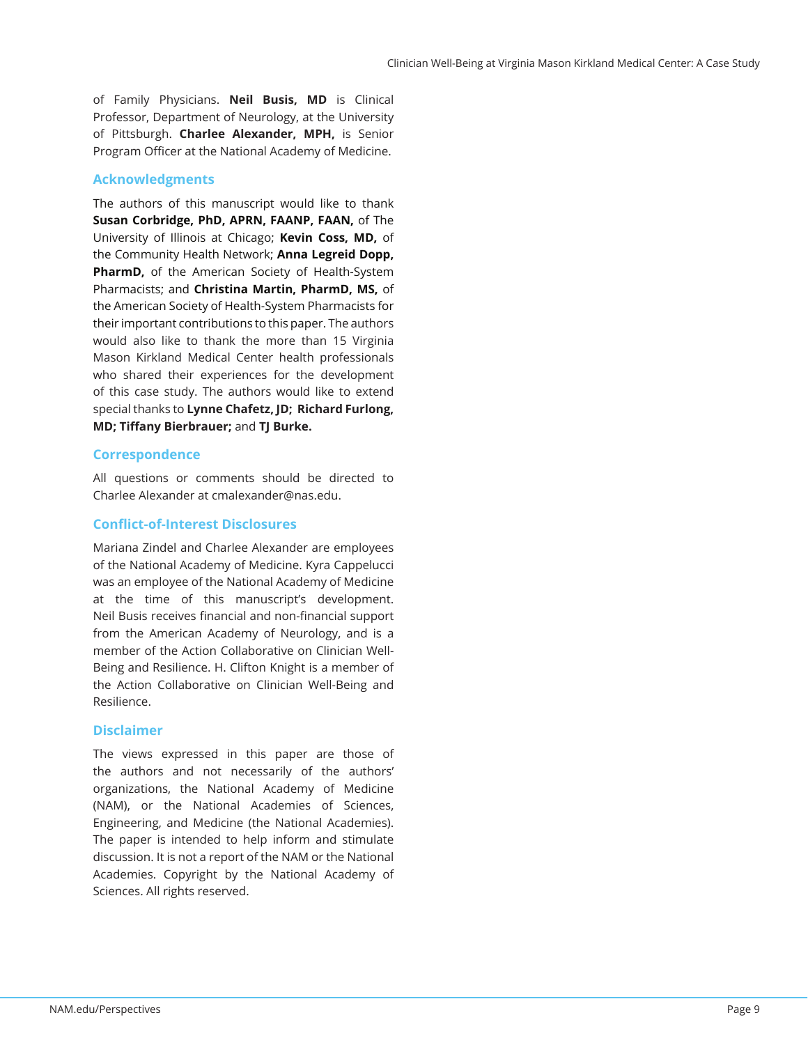of Family Physicians. **Neil Busis, MD** is Clinical Professor, Department of Neurology, at the University of Pittsburgh. **Charlee Alexander, MPH,** is Senior Program Officer at the National Academy of Medicine.

## Acknowledgments

The authors of this manuscript would like to thank **Susan Corbridge, PhD, APRN, FAANP, FAAN,** of The University of Illinois at Chicago; **Kevin Coss, MD,** of the Community Health Network; **Anna Legreid Dopp, PharmD,** of the American Society of Health-System Pharmacists; and **Christina Martin, PharmD, MS,** of the American Society of Health-System Pharmacists for their important contributions to this paper. The authors would also like to thank the more than 15 Virginia Mason Kirkland Medical Center health professionals who shared their experiences for the development of this case study. The authors would like to extend special thanks to **Lynne Chafetz, JD; Richard Furlong, MD; Tiffany Bierbrauer;** and **TJ Burke.**

## Correspondence

All questions or comments should be directed to Charlee Alexander at cmalexander@nas.edu.

## Conflict-of-Interest Disclosures

Mariana Zindel and Charlee Alexander are employees of the National Academy of Medicine. Kyra Cappelucci was an employee of the National Academy of Medicine at the time of this manuscript's development. Neil Busis receives financial and non-financial support from the American Academy of Neurology, and is a member of the Action Collaborative on Clinician Well-Being and Resilience. H. Clifton Knight is a member of the Action Collaborative on Clinician Well-Being and Resilience.

## Disclaimer

The views expressed in this paper are those of the authors and not necessarily of the authors' organizations, the National Academy of Medicine (NAM), or the National Academies of Sciences, Engineering, and Medicine (the National Academies). The paper is intended to help inform and stimulate discussion. It is not a report of the NAM or the National Academies. Copyright by the National Academy of Sciences. All rights reserved.